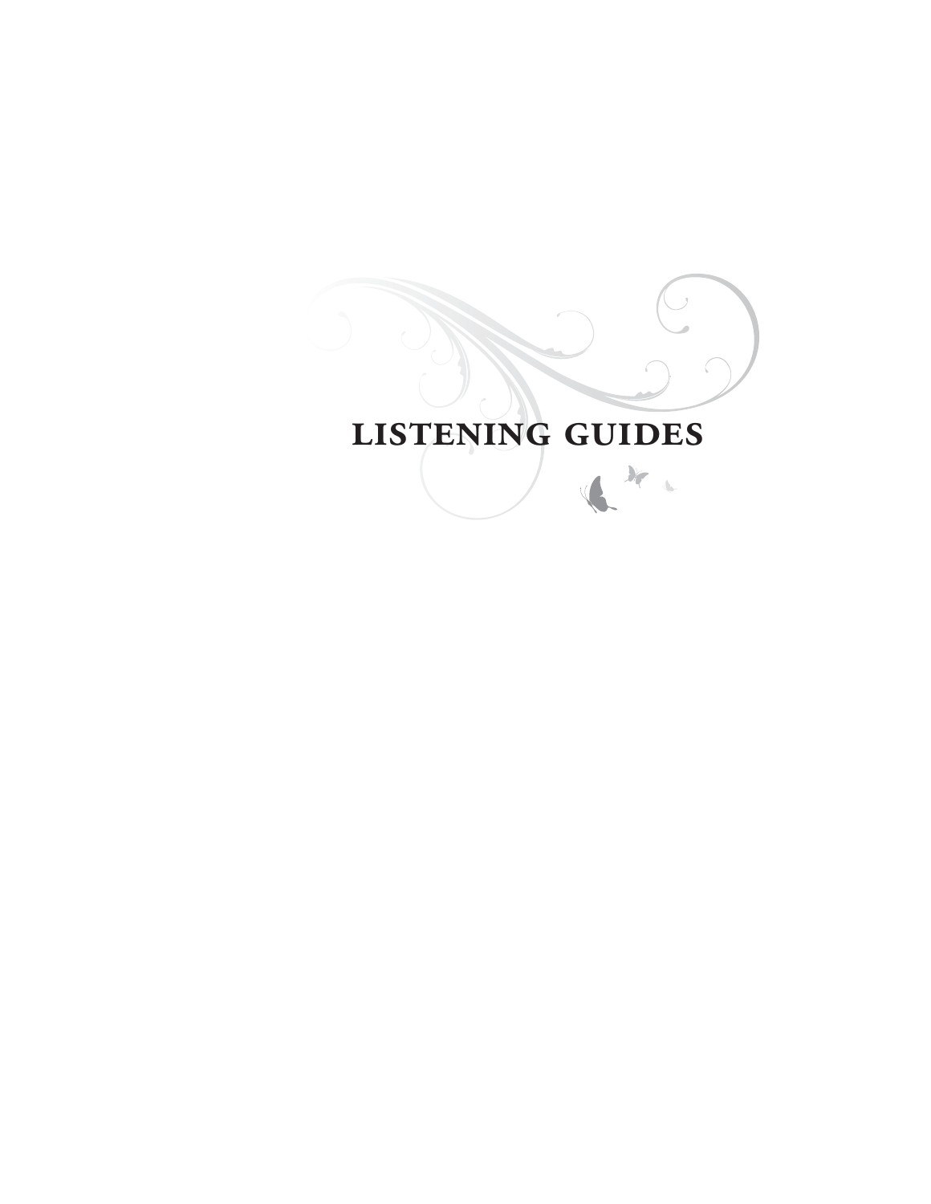# LISTENING GUIDES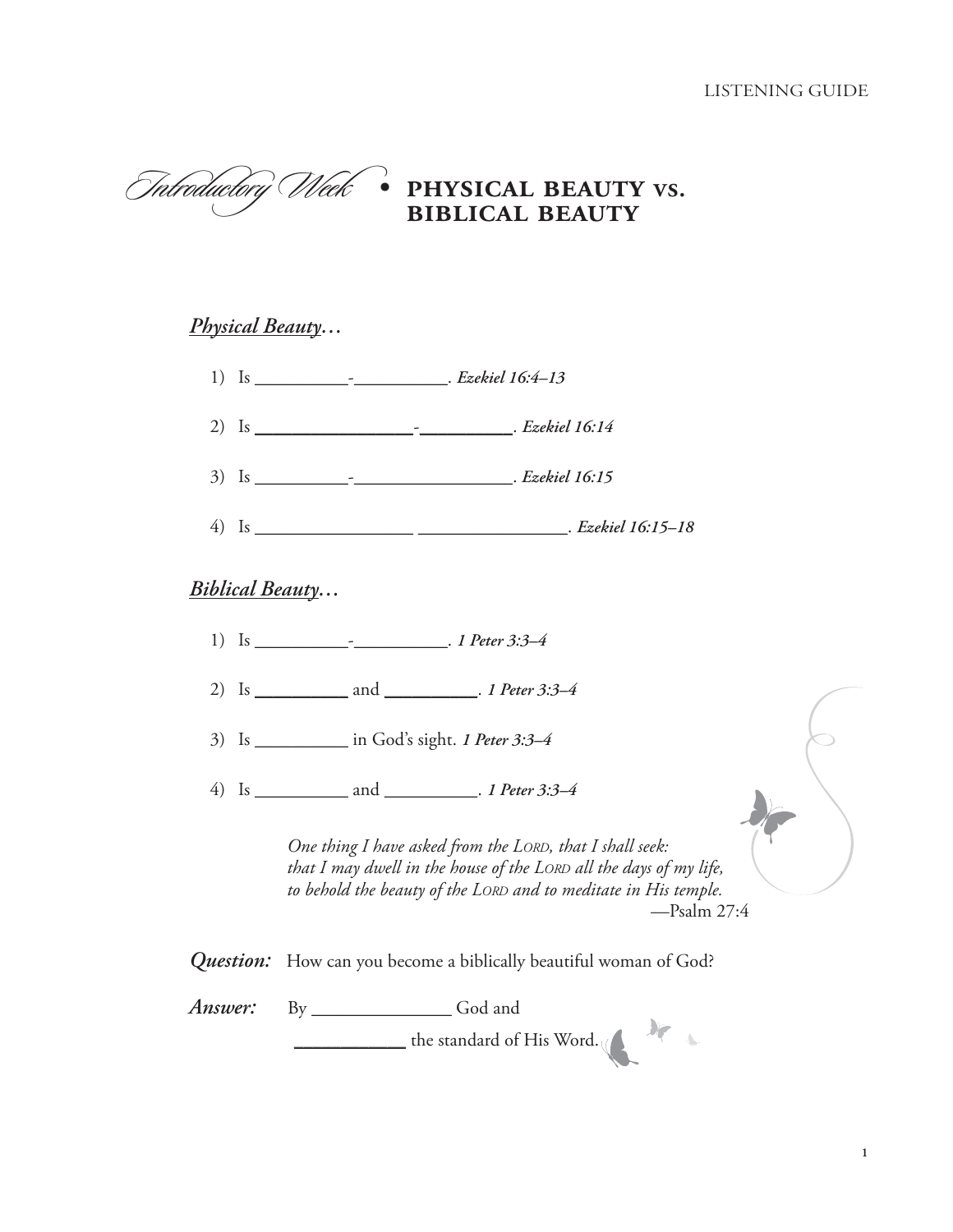# *Introductory Week* • PHYSICAL BEAUTY VS. BIBLICAL BEAUTY

***Physical Beauty…***

1) Is __________-__________. ***Ezekiel 16:4–13***

2) Is _________________-__________. ***Ezekiel 16:14***

3) Is __________-_________________. ***Ezekiel 16:15***

4) Is _________________ ________________. ***Ezekiel 16:15–18***

***Biblical Beauty…***

1) Is __________-__________. ***1 Peter 3:3–4***

2) Is __________ and __________. ***1 Peter 3:3–4***

3) Is __________ in God's sight. ***1 Peter 3:3–4***

4) Is __________ and __________. ***1 Peter 3:3–4***

> *One thing I have asked from the Lord, that I shall seek:*
> *that I may dwell in the house of the Lord all the days of my life,*
> *to behold the beauty of the Lord and to meditate in His temple.*
> —Psalm 27:4

***Question:*** How can you become a biblically beautiful woman of God?

***Answer:*** By _______________ God and ____________ the standard of His Word.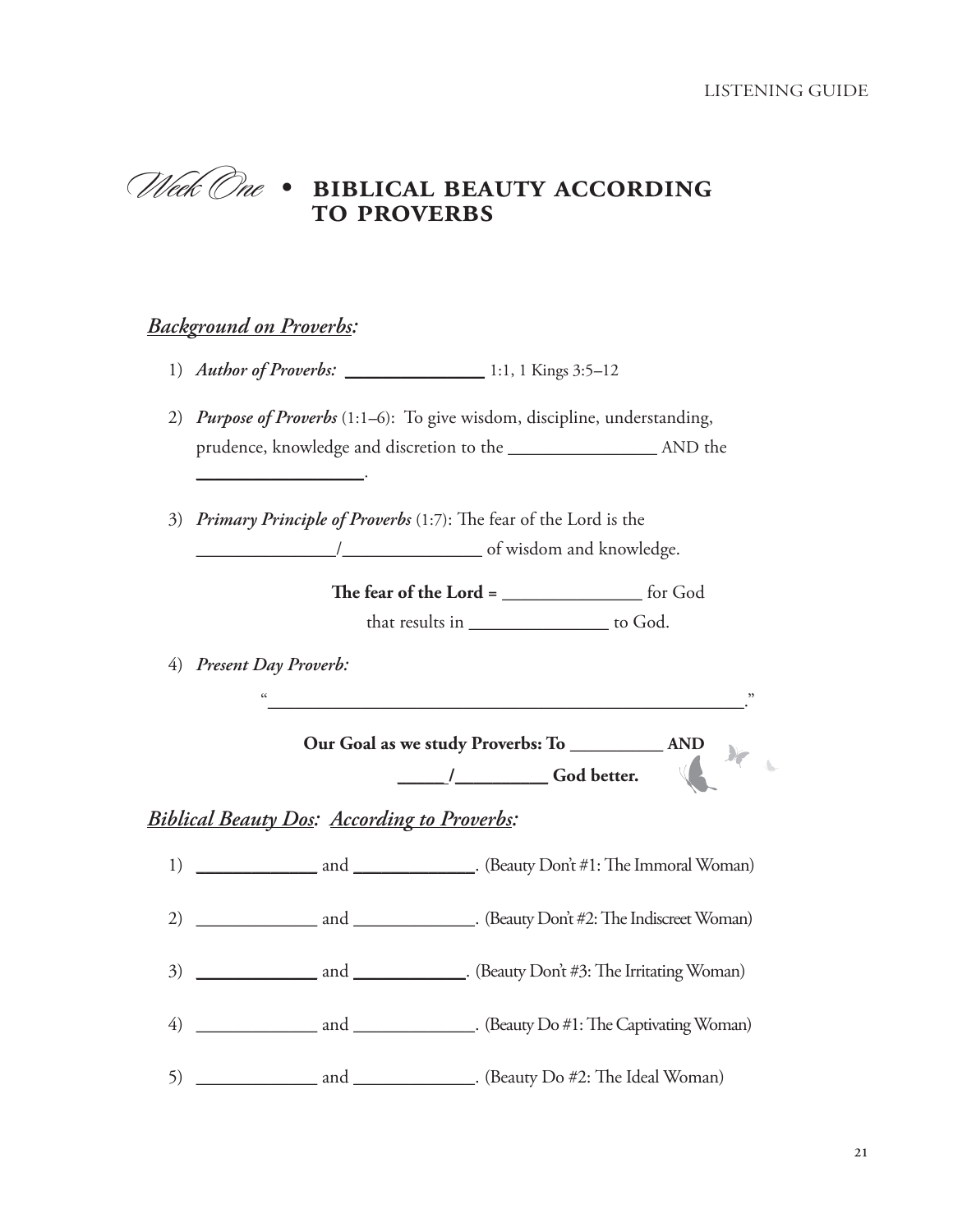# *Week One* • BIBLICAL BEAUTY ACCORDING TO PROVERBS

## ***Background on Proverbs:***

1) ***Author of Proverbs:*** _______________ 1:1, 1 Kings 3:5–12

2) ***Purpose of Proverbs*** (1:1–6): To give wisdom, discipline, understanding, prudence, knowledge and discretion to the _______________ AND the _________________.

3) ***Primary Principle of Proverbs*** (1:7): The fear of the Lord is the _______________/_______________ of wisdom and knowledge.

   **The fear of the Lord =** _______________ for God that results in _______________ to God.

4) ***Present Day Proverb:***

   "_____________________________________________________."

   **Our Goal as we study Proverbs: To __________ AND _____/__________ God better.**

## ***Biblical Beauty Dos: According to Proverbs:***

1) _____________ and _____________. (Beauty Don't #1: The Immoral Woman)

2) _____________ and _____________. (Beauty Don't #2: The Indiscreet Woman)

3) _____________ and _____________. (Beauty Don't #3: The Irritating Woman)

4) _____________ and _____________. (Beauty Do #1: The Captivating Woman)

5) _____________ and _____________. (Beauty Do #2: The Ideal Woman)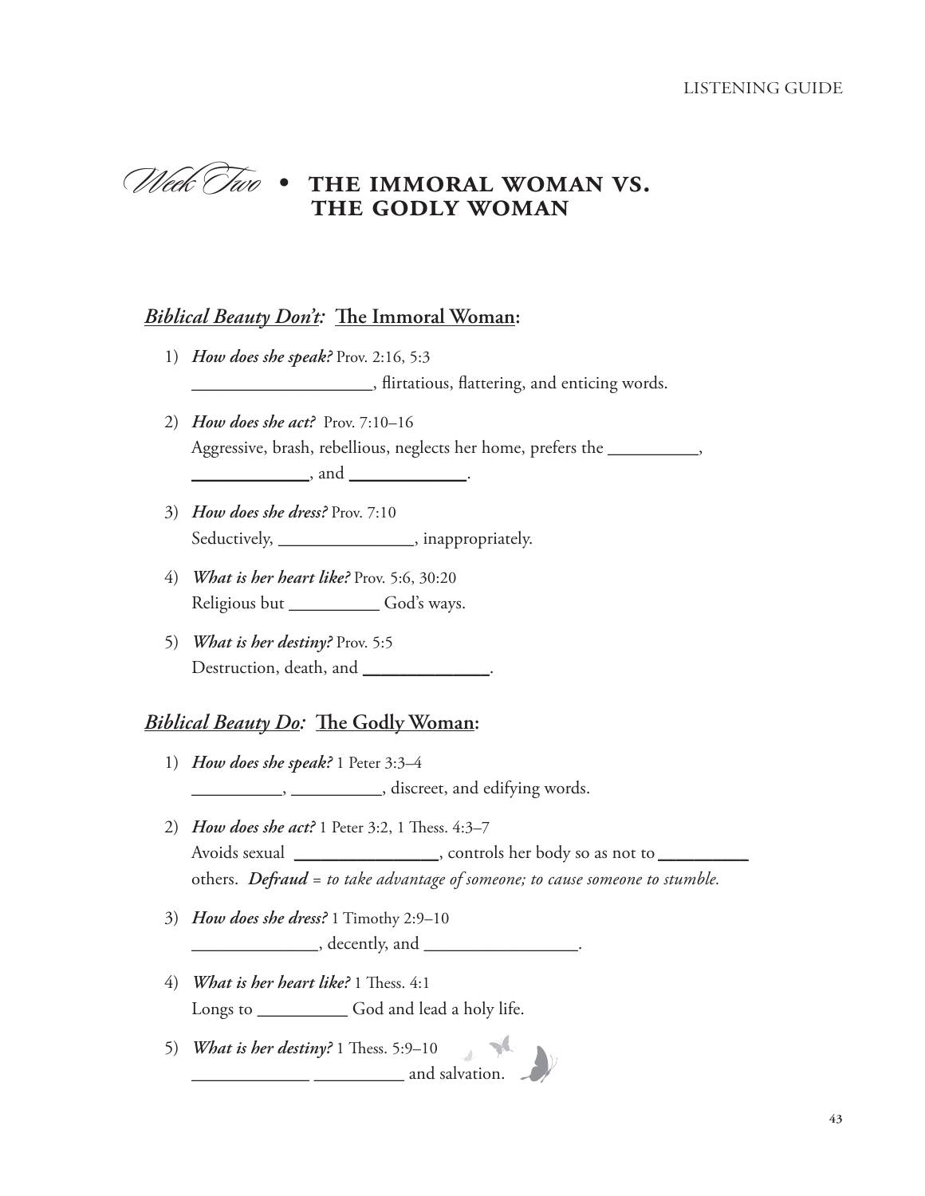# *Week Two* • THE IMMORAL WOMAN VS. THE GODLY WOMAN

## ***<u>Biblical Beauty Don't:</u>*** **<u>The Immoral Woman</u>:**

1) ***How does she speak?*** Prov. 2:16, 5:3
   ____________________, flirtatious, flattering, and enticing words.

2) ***How does she act?*** Prov. 7:10–16
   Aggressive, brash, rebellious, neglects her home, prefers the __________, _____________, and _____________.

3) ***How does she dress?*** Prov. 7:10
   Seductively, _______________, inappropriately.

4) ***What is her heart like?*** Prov. 5:6, 30:20
   Religious but __________ God's ways.

5) ***What is her destiny?*** Prov. 5:5
   Destruction, death, and ______________.

## ***<u>Biblical Beauty Do:</u>*** **<u>The Godly Woman</u>:**

1) ***How does she speak?*** 1 Peter 3:3–4
   __________, __________, discreet, and edifying words.

2) ***How does she act?*** 1 Peter 3:2, 1 Thess. 4:3–7
   Avoids sexual ________________, controls her body so as not to __________ others. ***Defraud*** = *to take advantage of someone; to cause someone to stumble.*

3) ***How does she dress?*** 1 Timothy 2:9–10
   ______________, decently, and _________________.

4) ***What is her heart like?*** 1 Thess. 4:1
   Longs to __________ God and lead a holy life.

5) ***What is her destiny?*** 1 Thess. 5:9–10
   _____________ __________ and salvation.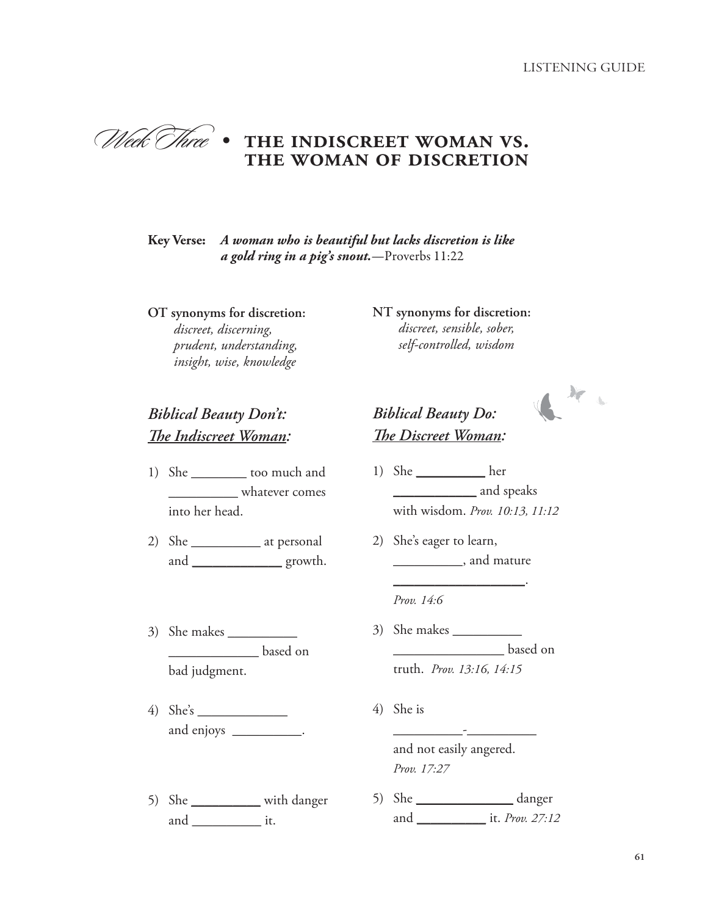# *Week Three* • THE INDISCREET WOMAN VS. THE WOMAN OF DISCRETION

**Key Verse:** ***A woman who is beautiful but lacks discretion is like a gold ring in a pig's snout.***—Proverbs 11:22

**OT synonyms for discretion:**
*discreet, discerning, prudent, understanding, insight, wise, knowledge*

**NT synonyms for discretion:**
*discreet, sensible, sober, self-controlled, wisdom*

## *Biblical Beauty Don't: The Indiscreet Woman:*

1) She ________ too much and __________ whatever comes into her head.
2) She __________ at personal and _____________ growth.
3) She makes __________ _____________ based on bad judgment.
4) She's _____________ and enjoys __________.
5) She __________ with danger and __________ it.

## *Biblical Beauty Do: The Discreet Woman:*

1) She __________ her ____________ and speaks with wisdom. *Prov. 10:13, 11:12*
2) She's eager to learn, __________, and mature ___________________. *Prov. 14:6*
3) She makes __________ ________________ based on truth. *Prov. 13:16, 14:15*
4) She is __________-__________ and not easily angered. *Prov. 17:27*
5) She ______________ danger and __________ it. *Prov. 27:12*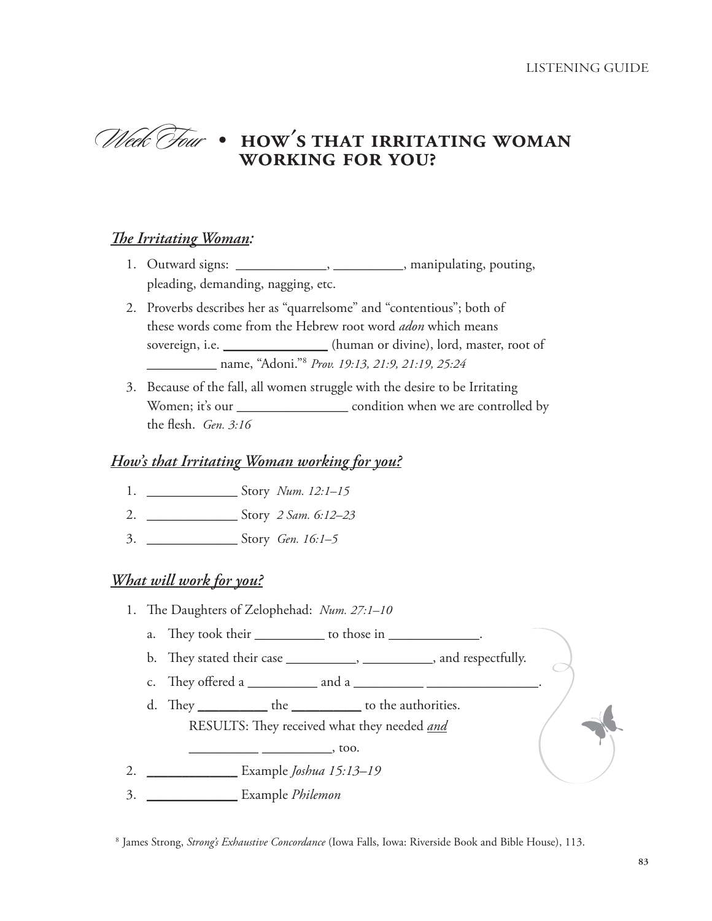# *Week Four* • HOW'S THAT IRRITATING WOMAN WORKING FOR YOU?

## ***The Irritating Woman:***

1. Outward signs: ____________, __________, manipulating, pouting, pleading, demanding, nagging, etc.
2. Proverbs describes her as "quarrelsome" and "contentious"; both of these words come from the Hebrew root word *adon* which means sovereign, i.e. ______________ (human or divine), lord, master, root of __________ name, "Adoni."[8] *Prov. 19:13, 21:9, 21:19, 25:24*
3. Because of the fall, all women struggle with the desire to be Irritating Women; it's our ________________ condition when we are controlled by the flesh. *Gen. 3:16*

## ***How's that Irritating Woman working for you?***

1. ____________ Story *Num. 12:1–15*
2. ____________ Story *2 Sam. 6:12–23*
3. ____________ Story *Gen. 16:1–5*

## ***What will work for you?***

1. The Daughters of Zelophehad: *Num. 27:1–10*
   a. They took their __________ to those in _____________.
   b. They stated their case __________, __________, and respectfully.
   c. They offered a __________ and a __________ ________________.
   d. They __________ the __________ to the authorities.
      RESULTS: They received what they needed *and* __________ __________, too.
2. ____________ Example *Joshua 15:13–19*
3. ____________ Example *Philemon*

[8] James Strong, *Strong's Exhaustive Concordance* (Iowa Falls, Iowa: Riverside Book and Bible House), 113.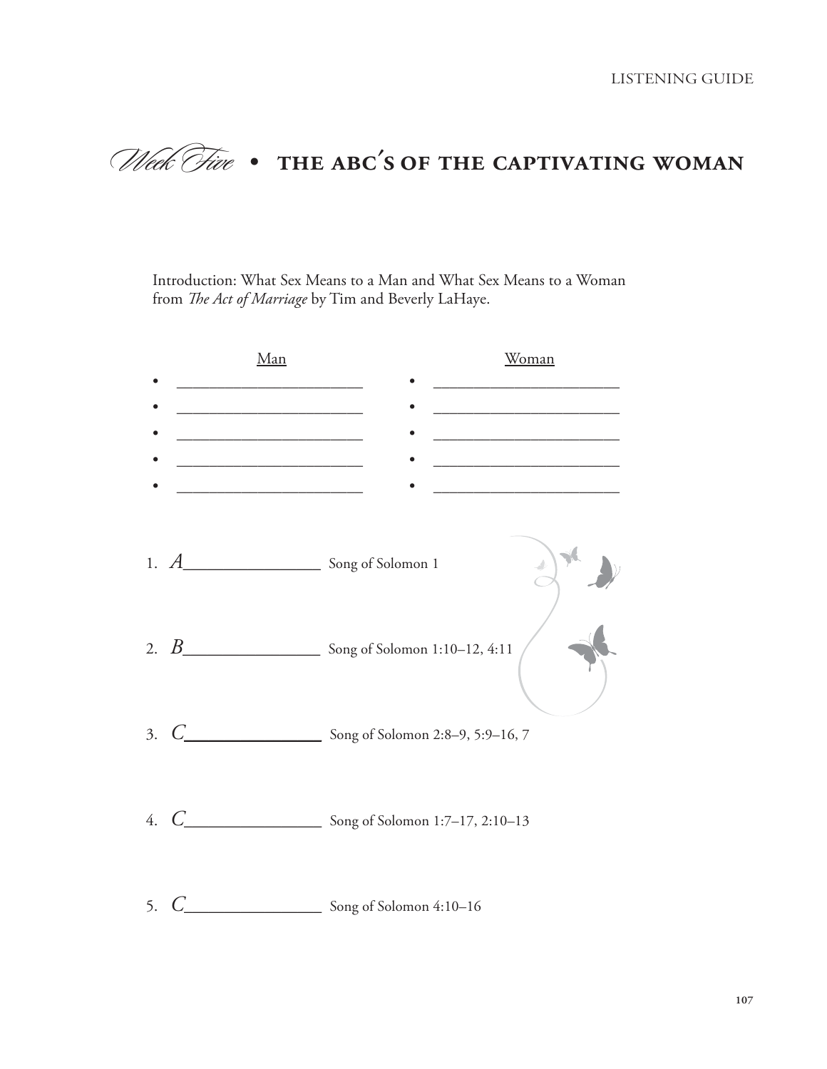# *Week Five* • THE ABC'S OF THE CAPTIVATING WOMAN

Introduction: What Sex Means to a Man and What Sex Means to a Woman from *The Act of Marriage* by Tim and Beverly LaHaye.

| Man | Woman |
| --- | --- |
| • ______________________ | • ______________________ |
| • ______________________ | • ______________________ |
| • ______________________ | • ______________________ |
| • ______________________ | • ______________________ |
| • ______________________ | • ______________________ |

1. *A*________________ Song of Solomon 1

2. *B*________________ Song of Solomon 1:10–12, 4:11

3. *C*________________ Song of Solomon 2:8–9, 5:9–16, 7

4. *C*________________ Song of Solomon 1:7–17, 2:10–13

5. *C*________________ Song of Solomon 4:10–16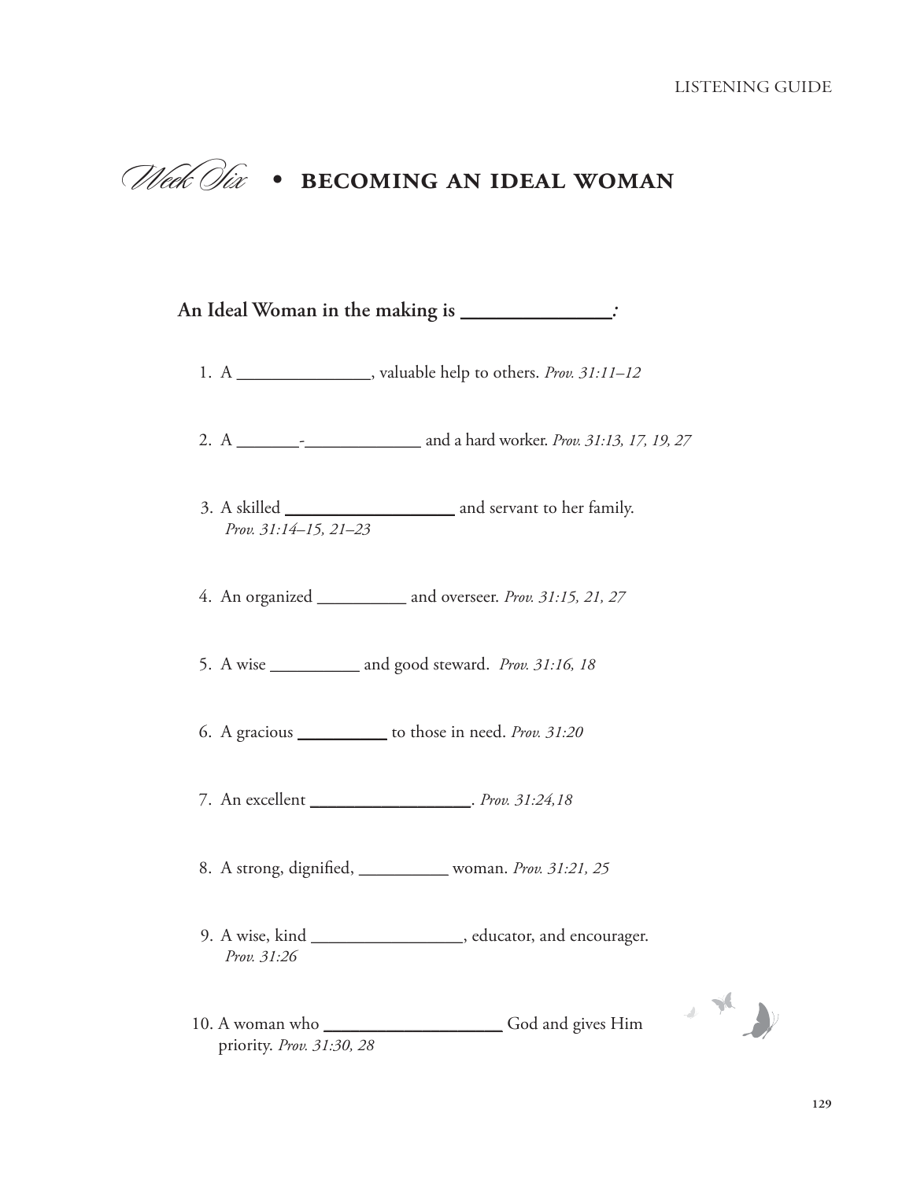# *Week Six* • BECOMING AN IDEAL WOMAN

**An Ideal Woman in the making is \_\_\_\_\_\_\_\_\_\_\_\_\_\_\_:**

1. A \_\_\_\_\_\_\_\_\_\_\_\_\_\_\_, valuable help to others. *Prov. 31:11–12*

2. A \_\_\_\_\_\_\_-\_\_\_\_\_\_\_\_\_\_\_\_\_ and a hard worker. *Prov. 31:13, 17, 19, 27*

3. A skilled \_\_\_\_\_\_\_\_\_\_\_\_\_\_\_\_\_\_\_ and servant to her family. *Prov. 31:14–15, 21–23*

4. An organized \_\_\_\_\_\_\_\_\_\_ and overseer. *Prov. 31:15, 21, 27*

5. A wise \_\_\_\_\_\_\_\_\_\_ and good steward. *Prov. 31:16, 18*

6. A gracious \_\_\_\_\_\_\_\_\_\_ to those in need. *Prov. 31:20*

7. An excellent \_\_\_\_\_\_\_\_\_\_\_\_\_\_\_\_\_\_\_. *Prov. 31:24,18*

8. A strong, dignified, \_\_\_\_\_\_\_\_\_\_ woman. *Prov. 31:21, 25*

9. A wise, kind \_\_\_\_\_\_\_\_\_\_\_\_\_\_\_\_\_, educator, and encourager. *Prov. 31:26*

10. A woman who \_\_\_\_\_\_\_\_\_\_\_\_\_\_\_\_\_\_\_\_ God and gives Him priority. *Prov. 31:30, 28*